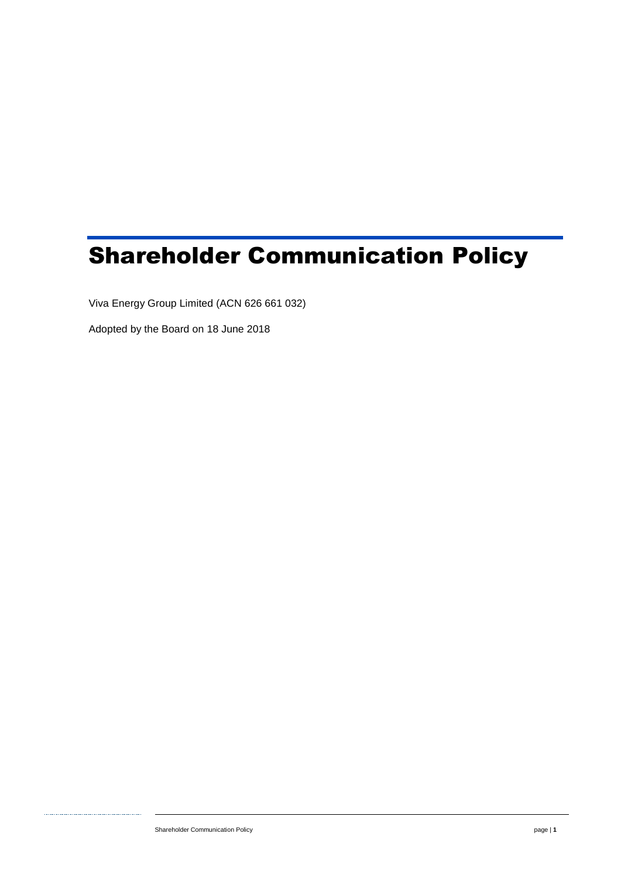# Shareholder Communication Policy

Viva Energy Group Limited (ACN 626 661 032)

Adopted by the Board on 18 June 2018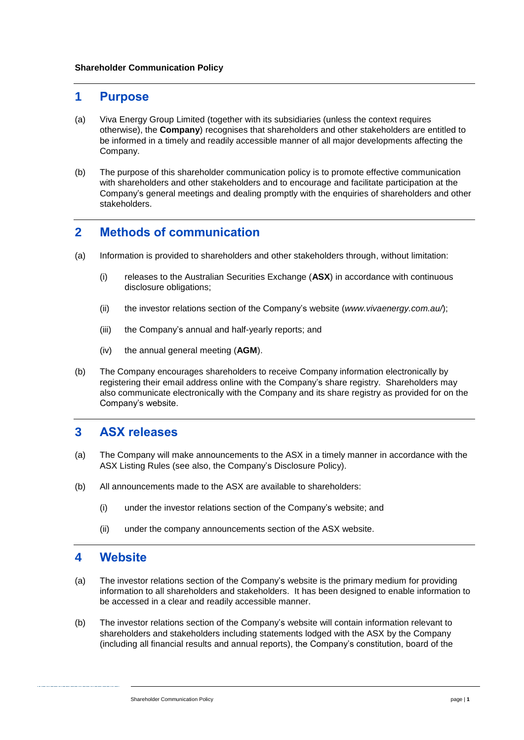**Shareholder Communication Policy**

## 1 Purpose

(a) Viva Energy Group Limited (together with its subsidiaries (unless the context requires otherwise), the **Company**) recognises that shareholders and other stakeholders are entitled to be informed in a timely and readily accessible manner of all major developments affecting the Company.

(b) The purpose of this shareholder communication policy is to promote effective communication with shareholders and other stakeholders and to encourage and facilitate participation at the Company's general meetings and dealing promptly with the enquiries of shareholders and other stakeholders.

## 2 Methods of communication

(a) Information is provided to shareholders and other stakeholders through, without limitation:

(i) releases to the Australian Securities Exchange (**ASX**) in accordance with continuous disclosure obligations;

(ii) the investor relations section of the Company's website (*www.vivaenergy.com.au/*);

(iii) the Company's annual and half-yearly reports; and

(iv) the annual general meeting (**AGM**).

(b) The Company encourages shareholders to receive Company information electronically by registering their email address online with the Company's share registry. Shareholders may also communicate electronically with the Company and its share registry as provided for on the Company's website.

## 3 ASX releases

(a) The Company will make announcements to the ASX in a timely manner in accordance with the ASX Listing Rules (see also, the Company's Disclosure Policy).

(b) All announcements made to the ASX are available to shareholders:

(i) under the investor relations section of the Company's website; and

(ii) under the company announcements section of the ASX website.

## 4 Website

(a) The investor relations section of the Company's website is the primary medium for providing information to all shareholders and stakeholders. It has been designed to enable information to be accessed in a clear and readily accessible manner.

(b) The investor relations section of the Company's website will contain information relevant to shareholders and stakeholders including statements lodged with the ASX by the Company (including all financial results and annual reports), the Company's constitution, board of the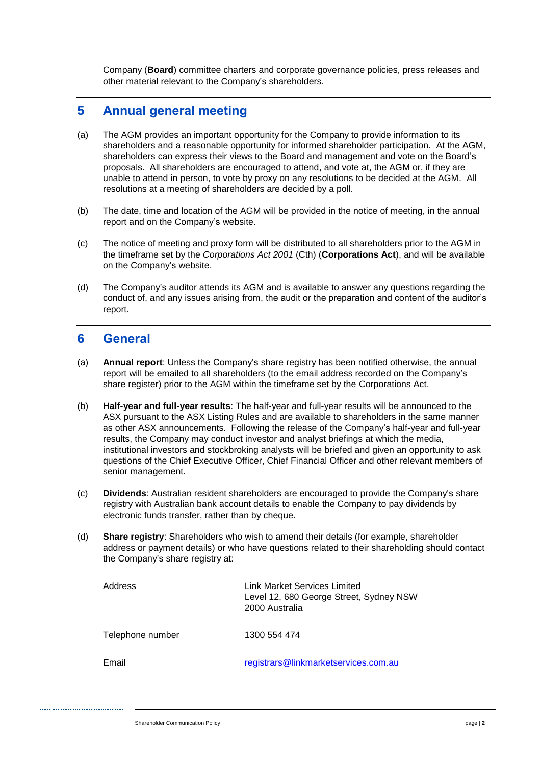Company (**Board**) committee charters and corporate governance policies, press releases and other material relevant to the Company's shareholders.

## 5 Annual general meeting

(a) The AGM provides an important opportunity for the Company to provide information to its shareholders and a reasonable opportunity for informed shareholder participation. At the AGM, shareholders can express their views to the Board and management and vote on the Board's proposals. All shareholders are encouraged to attend, and vote at, the AGM or, if they are unable to attend in person, to vote by proxy on any resolutions to be decided at the AGM. All resolutions at a meeting of shareholders are decided by a poll.

(b) The date, time and location of the AGM will be provided in the notice of meeting, in the annual report and on the Company's website.

(c) The notice of meeting and proxy form will be distributed to all shareholders prior to the AGM in the timeframe set by the *Corporations Act 2001* (Cth) (**Corporations Act**), and will be available on the Company's website.

(d) The Company's auditor attends its AGM and is available to answer any questions regarding the conduct of, and any issues arising from, the audit or the preparation and content of the auditor's report.

## 6 General

(a) **Annual report**: Unless the Company's share registry has been notified otherwise, the annual report will be emailed to all shareholders (to the email address recorded on the Company's share register) prior to the AGM within the timeframe set by the Corporations Act.

(b) **Half-year and full-year results**: The half-year and full-year results will be announced to the ASX pursuant to the ASX Listing Rules and are available to shareholders in the same manner as other ASX announcements. Following the release of the Company's half-year and full-year results, the Company may conduct investor and analyst briefings at which the media, institutional investors and stockbroking analysts will be briefed and given an opportunity to ask questions of the Chief Executive Officer, Chief Financial Officer and other relevant members of senior management.

(c) **Dividends**: Australian resident shareholders are encouraged to provide the Company's share registry with Australian bank account details to enable the Company to pay dividends by electronic funds transfer, rather than by cheque.

(d) **Share registry**: Shareholders who wish to amend their details (for example, shareholder address or payment details) or who have questions related to their shareholding should contact the Company's share registry at:

| | |
|---|---|
| Address | Link Market Services Limited<br>Level 12, 680 George Street, Sydney NSW 2000 Australia |
| Telephone number | 1300 554 474 |
| Email | registrars@linkmarketservices.com.au |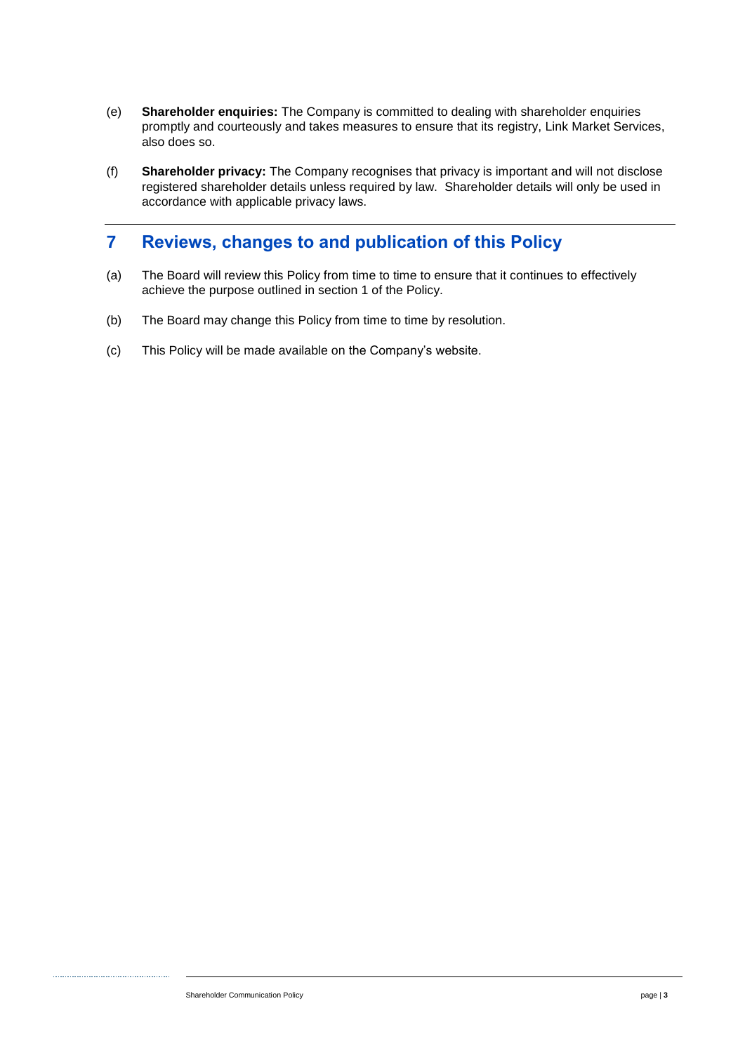(e) **Shareholder enquiries:** The Company is committed to dealing with shareholder enquiries promptly and courteously and takes measures to ensure that its registry, Link Market Services, also does so.

(f) **Shareholder privacy:** The Company recognises that privacy is important and will not disclose registered shareholder details unless required by law. Shareholder details will only be used in accordance with applicable privacy laws.

## 7 Reviews, changes to and publication of this Policy

(a) The Board will review this Policy from time to time to ensure that it continues to effectively achieve the purpose outlined in section 1 of the Policy.

(b) The Board may change this Policy from time to time by resolution.

(c) This Policy will be made available on the Company's website.